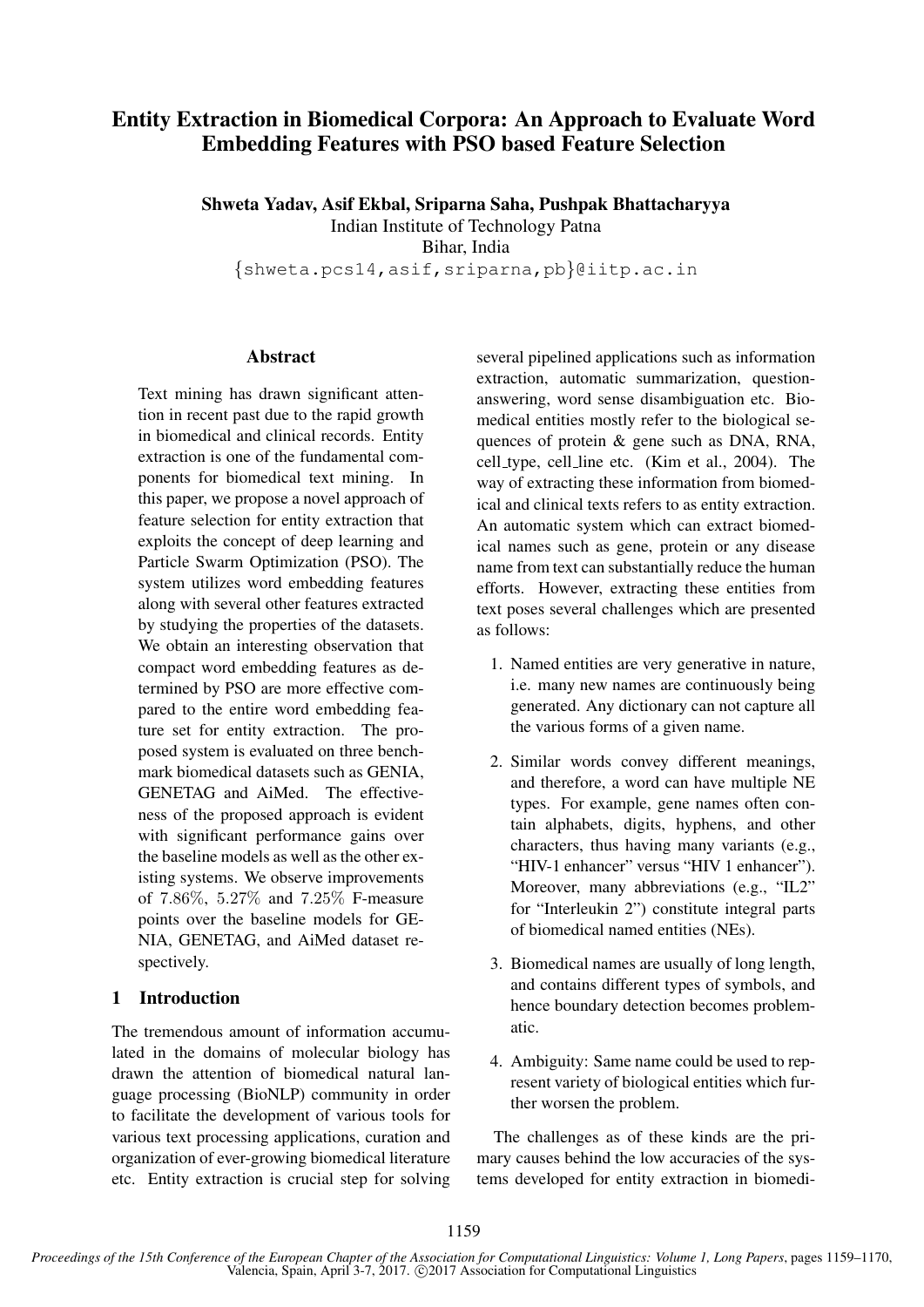# Entity Extraction in Biomedical Corpora: An Approach to Evaluate Word Embedding Features with PSO based Feature Selection

**Shweta Yadav, Asif Ekbal, Sriparna Saha, Pushpak Bhattacharyya**
Indian Institute of Technology Patna
Bihar, India
{shweta.pcs14,asif,sriparna,pb}@iitp.ac.in

## Abstract

Text mining has drawn significant attention in recent past due to the rapid growth in biomedical and clinical records. Entity extraction is one of the fundamental components for biomedical text mining. In this paper, we propose a novel approach of feature selection for entity extraction that exploits the concept of deep learning and Particle Swarm Optimization (PSO). The system utilizes word embedding features along with several other features extracted by studying the properties of the datasets. We obtain an interesting observation that compact word embedding features as determined by PSO are more effective compared to the entire word embedding feature set for entity extraction. The proposed system is evaluated on three benchmark biomedical datasets such as GENIA, GENETAG and AiMed. The effectiveness of the proposed approach is evident with significant performance gains over the baseline models as well as the other existing systems. We observe improvements of 7.86%, 5.27% and 7.25% F-measure points over the baseline models for GENIA, GENETAG, and AiMed dataset respectively.

## 1 Introduction

The tremendous amount of information accumulated in the domains of molecular biology has drawn the attention of biomedical natural language processing (BioNLP) community in order to facilitate the development of various tools for various text processing applications, curation and organization of ever-growing biomedical literature etc. Entity extraction is crucial step for solving several pipelined applications such as information extraction, automatic summarization, question-answering, word sense disambiguation etc. Biomedical entities mostly refer to the biological sequences of protein & gene such as DNA, RNA, cell_type, cell_line etc. (Kim et al., 2004). The way of extracting these information from biomedical and clinical texts refers to as entity extraction. An automatic system which can extract biomedical names such as gene, protein or any disease name from text can substantially reduce the human efforts. However, extracting these entities from text poses several challenges which are presented as follows:

1. Named entities are very generative in nature, i.e. many new names are continuously being generated. Any dictionary can not capture all the various forms of a given name.
2. Similar words convey different meanings, and therefore, a word can have multiple NE types. For example, gene names often contain alphabets, digits, hyphens, and other characters, thus having many variants (e.g., "HIV-1 enhancer" versus "HIV 1 enhancer"). Moreover, many abbreviations (e.g., "IL2" for "Interleukin 2") constitute integral parts of biomedical named entities (NEs).
3. Biomedical names are usually of long length, and contains different types of symbols, and hence boundary detection becomes problematic.
4. Ambiguity: Same name could be used to represent variety of biological entities which further worsen the problem.

The challenges as of these kinds are the primary causes behind the low accuracies of the systems developed for entity extraction in biomedi-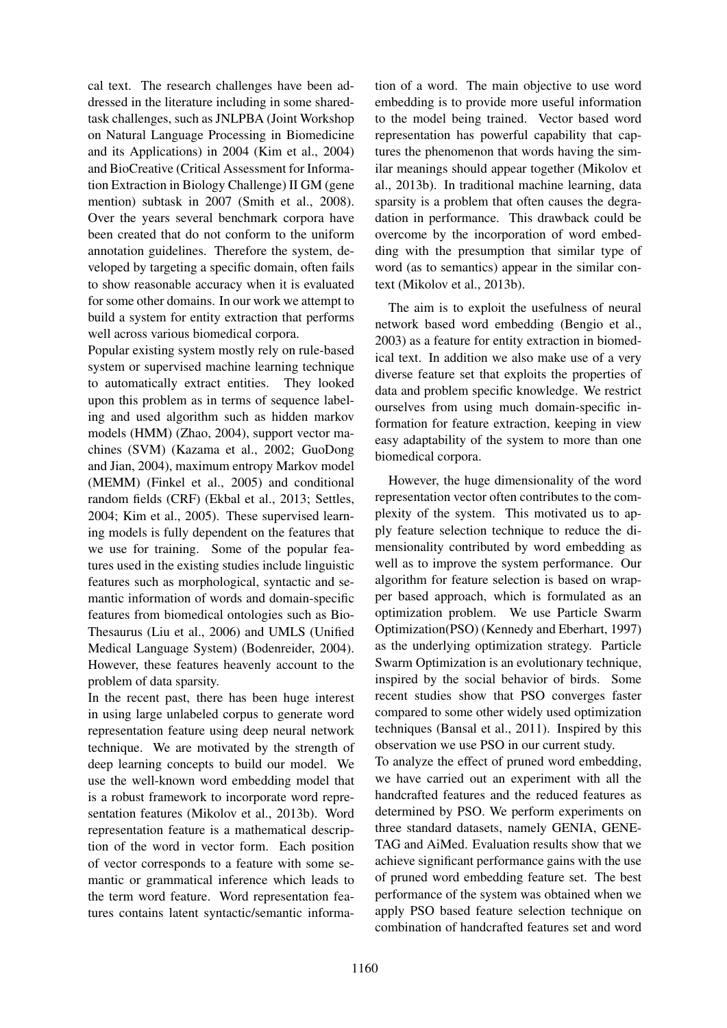cal text. The research challenges have been addressed in the literature including in some shared-task challenges, such as JNLPBA (Joint Workshop on Natural Language Processing in Biomedicine and its Applications) in 2004 (Kim et al., 2004) and BioCreative (Critical Assessment for Information Extraction in Biology Challenge) II GM (gene mention) subtask in 2007 (Smith et al., 2008). Over the years several benchmark corpora have been created that do not conform to the uniform annotation guidelines. Therefore the system, developed by targeting a specific domain, often fails to show reasonable accuracy when it is evaluated for some other domains. In our work we attempt to build a system for entity extraction that performs well across various biomedical corpora.

Popular existing system mostly rely on rule-based system or supervised machine learning technique to automatically extract entities. They looked upon this problem as in terms of sequence labeling and used algorithm such as hidden markov models (HMM) (Zhao, 2004), support vector machines (SVM) (Kazama et al., 2002; GuoDong and Jian, 2004), maximum entropy Markov model (MEMM) (Finkel et al., 2005) and conditional random fields (CRF) (Ekbal et al., 2013; Settles, 2004; Kim et al., 2005). These supervised learning models is fully dependent on the features that we use for training. Some of the popular features used in the existing studies include linguistic features such as morphological, syntactic and semantic information of words and domain-specific features from biomedical ontologies such as BioThesaurus (Liu et al., 2006) and UMLS (Unified Medical Language System) (Bodenreider, 2004). However, these features heavenly account to the problem of data sparsity.

In the recent past, there has been huge interest in using large unlabeled corpus to generate word representation feature using deep neural network technique. We are motivated by the strength of deep learning concepts to build our model. We use the well-known word embedding model that is a robust framework to incorporate word representation features (Mikolov et al., 2013b). Word representation feature is a mathematical description of the word in vector form. Each position of vector corresponds to a feature with some semantic or grammatical inference which leads to the term word feature. Word representation features contains latent syntactic/semantic information of a word. The main objective to use word embedding is to provide more useful information to the model being trained. Vector based word representation has powerful capability that captures the phenomenon that words having the similar meanings should appear together (Mikolov et al., 2013b). In traditional machine learning, data sparsity is a problem that often causes the degradation in performance. This drawback could be overcome by the incorporation of word embedding with the presumption that similar type of word (as to semantics) appear in the similar context (Mikolov et al., 2013b).

The aim is to exploit the usefulness of neural network based word embedding (Bengio et al., 2003) as a feature for entity extraction in biomedical text. In addition we also make use of a very diverse feature set that exploits the properties of data and problem specific knowledge. We restrict ourselves from using much domain-specific information for feature extraction, keeping in view easy adaptability of the system to more than one biomedical corpora.

However, the huge dimensionality of the word representation vector often contributes to the complexity of the system. This motivated us to apply feature selection technique to reduce the dimensionality contributed by word embedding as well as to improve the system performance. Our algorithm for feature selection is based on wrapper based approach, which is formulated as an optimization problem. We use Particle Swarm Optimization(PSO) (Kennedy and Eberhart, 1997) as the underlying optimization strategy. Particle Swarm Optimization is an evolutionary technique, inspired by the social behavior of birds. Some recent studies show that PSO converges faster compared to some other widely used optimization techniques (Bansal et al., 2011). Inspired by this observation we use PSO in our current study.

To analyze the effect of pruned word embedding, we have carried out an experiment with all the handcrafted features and the reduced features as determined by PSO. We perform experiments on three standard datasets, namely GENIA, GENETAG and AiMed. Evaluation results show that we achieve significant performance gains with the use of pruned word embedding feature set. The best performance of the system was obtained when we apply PSO based feature selection technique on combination of handcrafted features set and word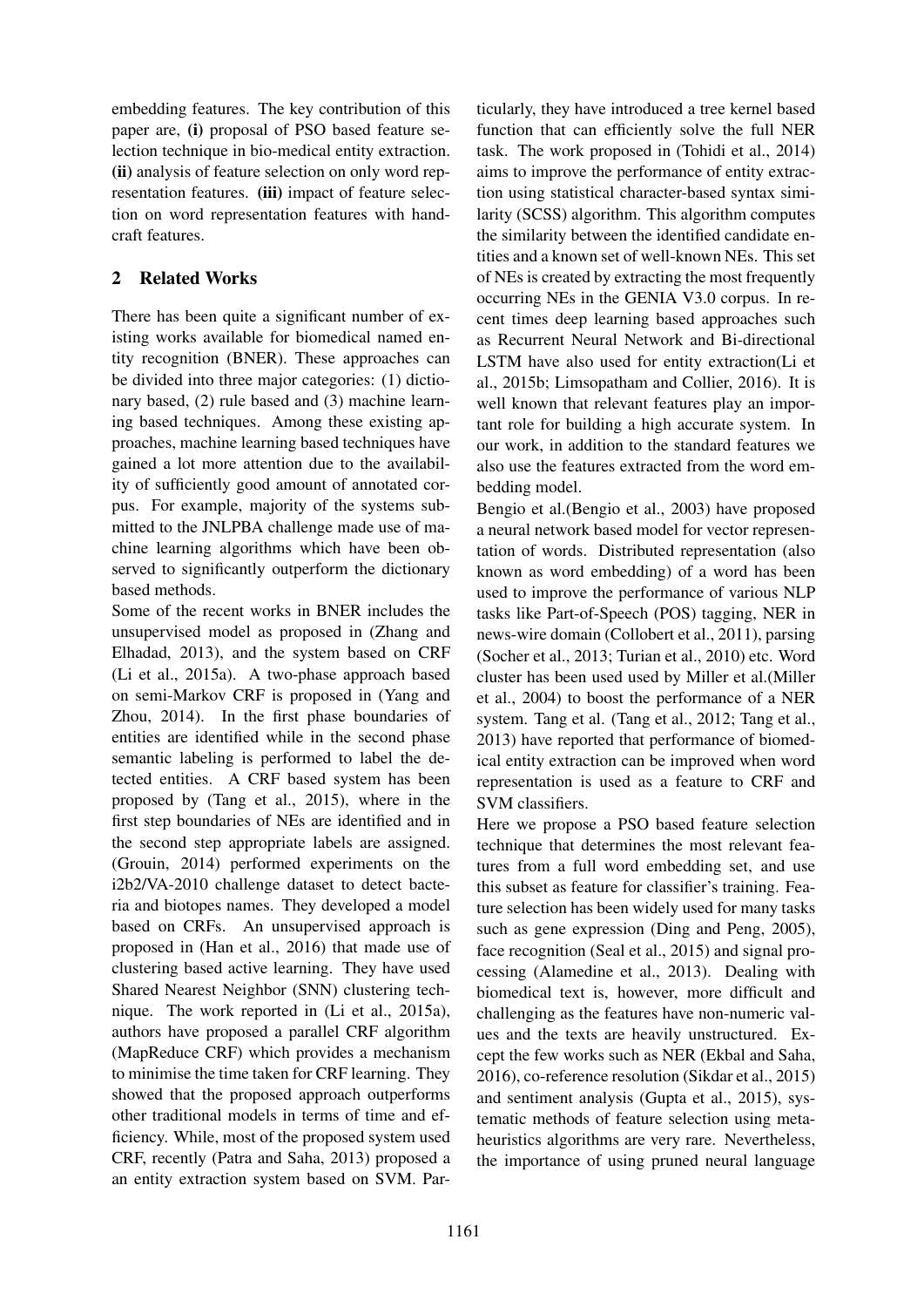embedding features. The key contribution of this paper are, **(i)** proposal of PSO based feature selection technique in bio-medical entity extraction. **(ii)** analysis of feature selection on only word representation features. **(iii)** impact of feature selection on word representation features with handcraft features.

## 2 Related Works

There has been quite a significant number of existing works available for biomedical named entity recognition (BNER). These approaches can be divided into three major categories: (1) dictionary based, (2) rule based and (3) machine learning based techniques. Among these existing approaches, machine learning based techniques have gained a lot more attention due to the availability of sufficiently good amount of annotated corpus. For example, majority of the systems submitted to the JNLPBA challenge made use of machine learning algorithms which have been observed to significantly outperform the dictionary based methods.

Some of the recent works in BNER includes the unsupervised model as proposed in (Zhang and Elhadad, 2013), and the system based on CRF (Li et al., 2015a). A two-phase approach based on semi-Markov CRF is proposed in (Yang and Zhou, 2014). In the first phase boundaries of entities are identified while in the second phase semantic labeling is performed to label the detected entities. A CRF based system has been proposed by (Tang et al., 2015), where in the first step boundaries of NEs are identified and in the second step appropriate labels are assigned. (Grouin, 2014) performed experiments on the i2b2/VA-2010 challenge dataset to detect bacteria and biotopes names. They developed a model based on CRFs. An unsupervised approach is proposed in (Han et al., 2016) that made use of clustering based active learning. They have used Shared Nearest Neighbor (SNN) clustering technique. The work reported in (Li et al., 2015a), authors have proposed a parallel CRF algorithm (MapReduce CRF) which provides a mechanism to minimise the time taken for CRF learning. They showed that the proposed approach outperforms other traditional models in terms of time and efficiency. While, most of the proposed system used CRF, recently (Patra and Saha, 2013) proposed a an entity extraction system based on SVM. Particularly, they have introduced a tree kernel based function that can efficiently solve the full NER task. The work proposed in (Tohidi et al., 2014) aims to improve the performance of entity extraction using statistical character-based syntax similarity (SCSS) algorithm. This algorithm computes the similarity between the identified candidate entities and a known set of well-known NEs. This set of NEs is created by extracting the most frequently occurring NEs in the GENIA V3.0 corpus. In recent times deep learning based approaches such as Recurrent Neural Network and Bi-directional LSTM have also used for entity extraction(Li et al., 2015b; Limsopatham and Collier, 2016). It is well known that relevant features play an important role for building a high accurate system. In our work, in addition to the standard features we also use the features extracted from the word embedding model.

Bengio et al.(Bengio et al., 2003) have proposed a neural network based model for vector representation of words. Distributed representation (also known as word embedding) of a word has been used to improve the performance of various NLP tasks like Part-of-Speech (POS) tagging, NER in news-wire domain (Collobert et al., 2011), parsing (Socher et al., 2013; Turian et al., 2010) etc. Word cluster has been used used by Miller et al.(Miller et al., 2004) to boost the performance of a NER system. Tang et al. (Tang et al., 2012; Tang et al., 2013) have reported that performance of biomedical entity extraction can be improved when word representation is used as a feature to CRF and SVM classifiers.

Here we propose a PSO based feature selection technique that determines the most relevant features from a full word embedding set, and use this subset as feature for classifier's training. Feature selection has been widely used for many tasks such as gene expression (Ding and Peng, 2005), face recognition (Seal et al., 2015) and signal processing (Alamedine et al., 2013). Dealing with biomedical text is, however, more difficult and challenging as the features have non-numeric values and the texts are heavily unstructured. Except the few works such as NER (Ekbal and Saha, 2016), co-reference resolution (Sikdar et al., 2015) and sentiment analysis (Gupta et al., 2015), systematic methods of feature selection using metaheuristics algorithms are very rare. Nevertheless, the importance of using pruned neural language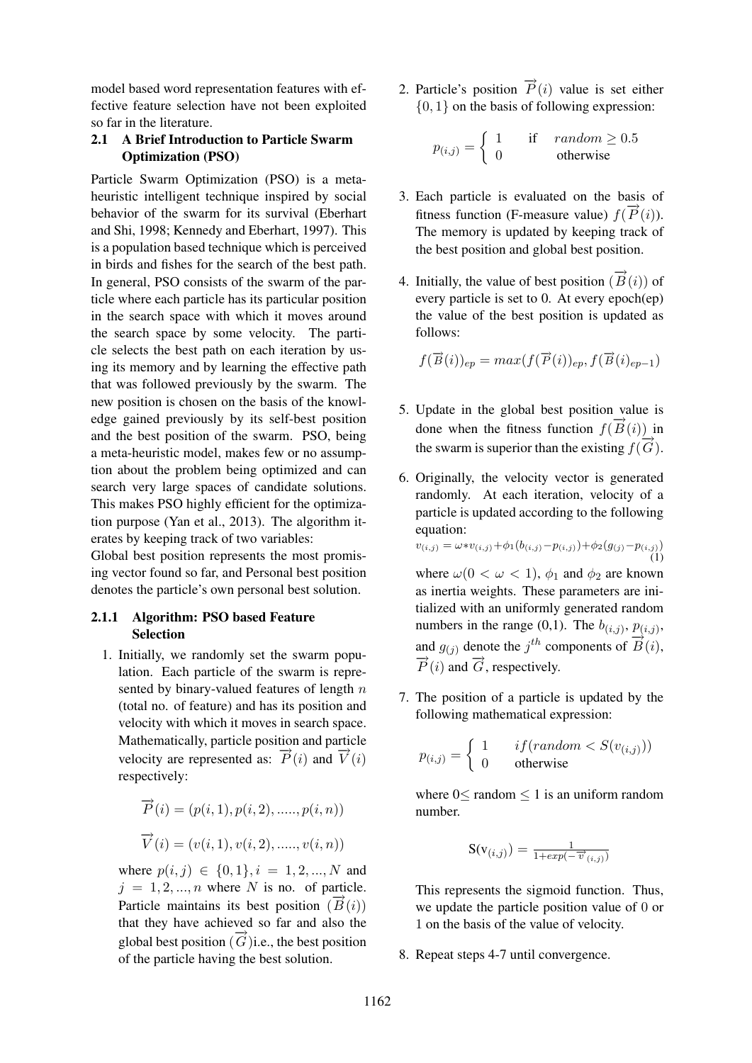model based word representation features with effective feature selection have not been exploited so far in the literature.

### 2.1 A Brief Introduction to Particle Swarm Optimization (PSO)

Particle Swarm Optimization (PSO) is a meta-heuristic intelligent technique inspired by social behavior of the swarm for its survival (Eberhart and Shi, 1998; Kennedy and Eberhart, 1997). This is a population based technique which is perceived in birds and fishes for the search of the best path. In general, PSO consists of the swarm of the particle where each particle has its particular position in the search space with which it moves around the search space by some velocity. The particle selects the best path on each iteration by using its memory and by learning the effective path that was followed previously by the swarm. The new position is chosen on the basis of the knowledge gained previously by its self-best position and the best position of the swarm. PSO, being a meta-heuristic model, makes few or no assumption about the problem being optimized and can search very large spaces of candidate solutions. This makes PSO highly efficient for the optimization purpose (Yan et al., 2013). The algorithm iterates by keeping track of two variables:

Global best position represents the most promising vector found so far, and Personal best position denotes the particle's own personal best solution.

#### 2.1.1 Algorithm: PSO based Feature Selection

1. Initially, we randomly set the swarm population. Each particle of the swarm is represented by binary-valued features of length $n$ (total no. of feature) and has its position and velocity with which it moves in search space. Mathematically, particle position and particle velocity are represented as: $\overrightarrow{P}(i)$ and $\overrightarrow{V}(i)$ respectively:

   $$\overrightarrow{P}(i) = (p(i,1), p(i,2), ....., p(i,n))$$

   $$\overrightarrow{V}(i) = (v(i,1), v(i,2), ....., v(i,n))$$

   where $p(i,j) \in \{0,1\}, i = 1,2,...,N$ and $j = 1,2,...,n$ where $N$ is no. of particle. Particle maintains its best position ($\overrightarrow{B}(i)$) that they have achieved so far and also the global best position ($\overrightarrow{G}$)i.e., the best position of the particle having the best solution.

2. Particle's position $\overrightarrow{P}(i)$ value is set either $\{0,1\}$ on the basis of following expression:

   $$p_{(i,j)} = \begin{cases} 1 & \text{if} \quad random \geq 0.5 \\ 0 & \text{otherwise} \end{cases}$$

3. Each particle is evaluated on the basis of fitness function (F-measure value) $f(\overrightarrow{P}(i))$. The memory is updated by keeping track of the best position and global best position.

4. Initially, the value of best position ($\overrightarrow{B}(i)$) of every particle is set to 0. At every epoch(ep) the value of the best position is updated as follows:

   $$f(\overrightarrow{B}(i))_{ep} = max(f(\overrightarrow{P}(i))_{ep}, f(\overrightarrow{B}(i)_{ep-1})$$

5. Update in the global best position value is done when the fitness function $f(\overrightarrow{B}(i))$ in the swarm is superior than the existing $f(\overrightarrow{G})$.

6. Originally, the velocity vector is generated randomly. At each iteration, velocity of a particle is updated according to the following equation:

   $$v_{(i,j)} = \omega * v_{(i,j)} + \phi_1(b_{(i,j)} - p_{(i,j)}) + \phi_2(g_{(j)} - p_{(i,j)}) \quad (1)$$

   where $\omega (0 < \omega < 1)$, $\phi_1$ and $\phi_2$ are known as inertia weights. These parameters are initialized with an uniformly generated random numbers in the range (0,1). The $b_{(i,j)}$, $p_{(i,j)}$, and $g_{(j)}$ denote the $j^{th}$ components of $\overrightarrow{B}(i)$, $\overrightarrow{P}(i)$ and $\overrightarrow{G}$, respectively.

7. The position of a particle is updated by the following mathematical expression:

   $$p_{(i,j)} = \begin{cases} 1 & if(random < S(v_{(i,j)})) \\ 0 & \text{otherwise} \end{cases}$$

   where $0 \leq$ random $\leq 1$ is an uniform random number.

   $$S(v_{(i,j)}) = \frac{1}{1 + exp(-\overrightarrow{v}_{(i,j)})}$$

   This represents the sigmoid function. Thus, we update the particle position value of 0 or 1 on the basis of the value of velocity.

8. Repeat steps 4-7 until convergence.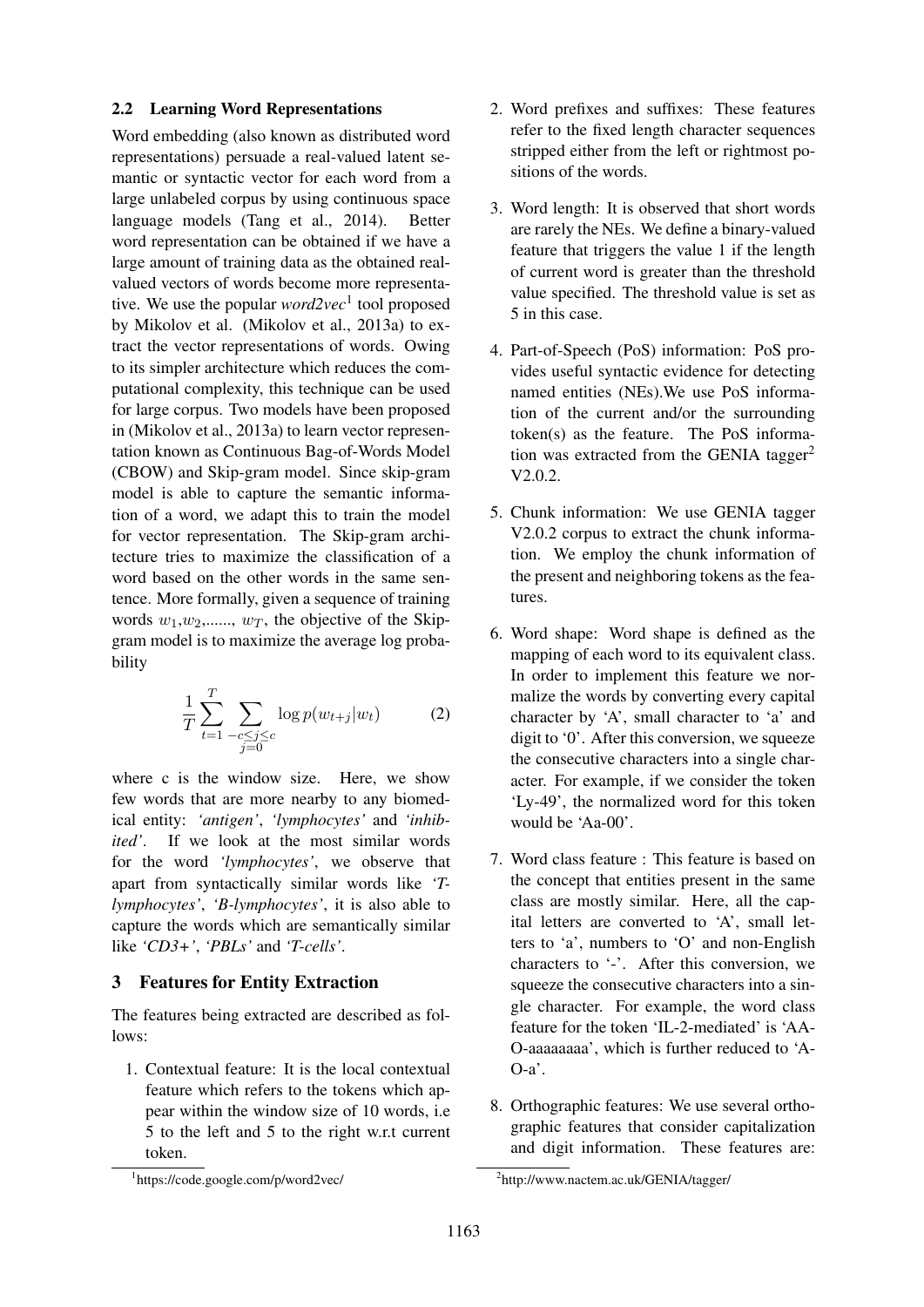### 2.2 Learning Word Representations

Word embedding (also known as distributed word representations) persuade a real-valued latent semantic or syntactic vector for each word from a large unlabeled corpus by using continuous space language models (Tang et al., 2014). Better word representation can be obtained if we have a large amount of training data as the obtained real-valued vectors of words become more representative. We use the popular *word2vec*[1] tool proposed by Mikolov et al. (Mikolov et al., 2013a) to extract the vector representations of words. Owing to its simpler architecture which reduces the computational complexity, this technique can be used for large corpus. Two models have been proposed in (Mikolov et al., 2013a) to learn vector representation known as Continuous Bag-of-Words Model (CBOW) and Skip-gram model. Since skip-gram model is able to capture the semantic information of a word, we adapt this to train the model for vector representation. The Skip-gram architecture tries to maximize the classification of a word based on the other words in the same sentence. More formally, given a sequence of training words $w_1$,$w_2$,......, $w_T$, the objective of the Skip-gram model is to maximize the average log probability

$$\frac{1}{T}\sum_{t=1}^{T}\sum_{\substack{-c\leq j\leq c\\ j=0}}\log p(w_{t+j}|w_t) \qquad (2)$$

where c is the window size. Here, we show few words that are more nearby to any biomedical entity: *'antigen'*, *'lymphocytes'* and *'inhibited'*. If we look at the most similar words for the word *'lymphocytes'*, we observe that apart from syntactically similar words like *'T-lymphocytes'*, *'B-lymphocytes'*, it is also able to capture the words which are semantically similar like *'CD3+'*, *'PBLs'* and *'T-cells'*.

## 3 Features for Entity Extraction

The features being extracted are described as follows:

1. Contextual feature: It is the local contextual feature which refers to the tokens which appear within the window size of 10 words, i.e 5 to the left and 5 to the right w.r.t current token.
2. Word prefixes and suffixes: These features refer to the fixed length character sequences stripped either from the left or rightmost positions of the words.
3. Word length: It is observed that short words are rarely the NEs. We define a binary-valued feature that triggers the value 1 if the length of current word is greater than the threshold value specified. The threshold value is set as 5 in this case.
4. Part-of-Speech (PoS) information: PoS provides useful syntactic evidence for detecting named entities (NEs).We use PoS information of the current and/or the surrounding token(s) as the feature. The PoS information was extracted from the GENIA tagger[2] V2.0.2.
5. Chunk information: We use GENIA tagger V2.0.2 corpus to extract the chunk information. We employ the chunk information of the present and neighboring tokens as the features.
6. Word shape: Word shape is defined as the mapping of each word to its equivalent class. In order to implement this feature we normalize the words by converting every capital character by 'A', small character to 'a' and digit to '0'. After this conversion, we squeeze the consecutive characters into a single character. For example, if we consider the token 'Ly-49', the normalized word for this token would be 'Aa-00'.
7. Word class feature : This feature is based on the concept that entities present in the same class are mostly similar. Here, all the capital letters are converted to 'A', small letters to 'a', numbers to 'O' and non-English characters to '-'. After this conversion, we squeeze the consecutive characters into a single character. For example, the word class feature for the token 'IL-2-mediated' is 'AA-O-aaaaaaaa', which is further reduced to 'A-O-a'.
8. Orthographic features: We use several orthographic features that consider capitalization and digit information. These features are:

[1] https://code.google.com/p/word2vec/

[2] http://www.nactem.ac.uk/GENIA/tagger/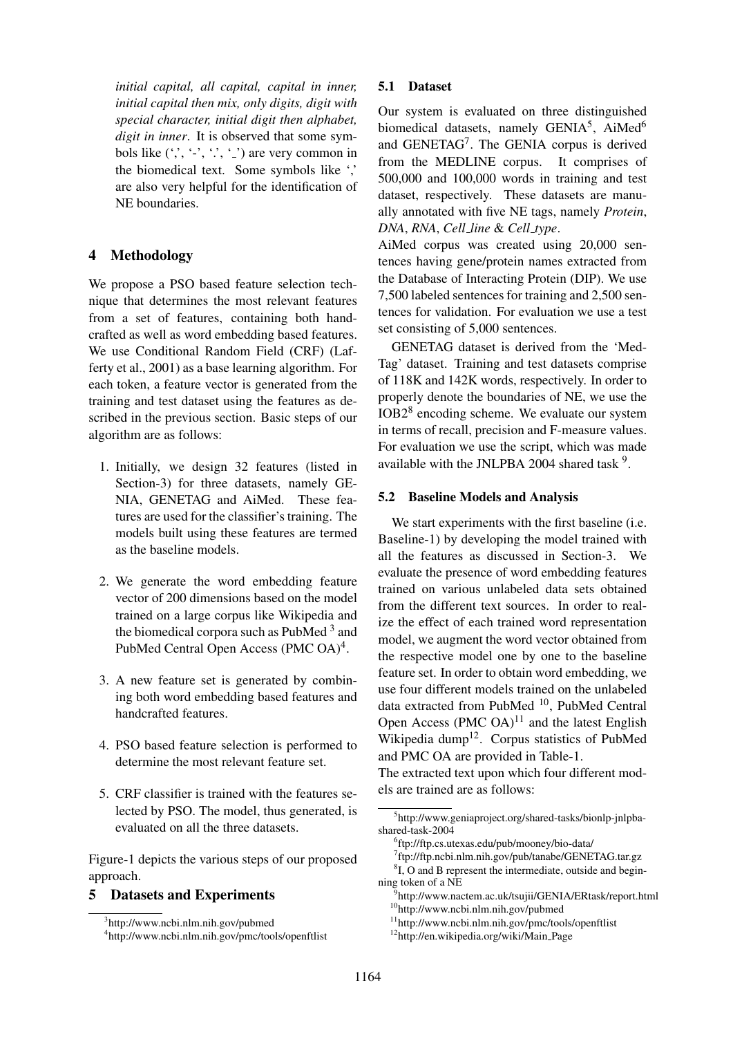*initial capital, all capital, capital in inner, initial capital then mix, only digits, digit with special character, initial digit then alphabet, digit in inner*. It is observed that some symbols like (',', '-', '.', '_') are very common in the biomedical text. Some symbols like ',' are also very helpful for the identification of NE boundaries.

## 4 Methodology

We propose a PSO based feature selection technique that determines the most relevant features from a set of features, containing both handcrafted as well as word embedding based features. We use Conditional Random Field (CRF) (Lafferty et al., 2001) as a base learning algorithm. For each token, a feature vector is generated from the training and test dataset using the features as described in the previous section. Basic steps of our algorithm are as follows:

1. Initially, we design 32 features (listed in Section-3) for three datasets, namely GENIA, GENETAG and AiMed. These features are used for the classifier's training. The models built using these features are termed as the baseline models.
2. We generate the word embedding feature vector of 200 dimensions based on the model trained on a large corpus like Wikipedia and the biomedical corpora such as PubMed [3] and PubMed Central Open Access (PMC OA)[4].
3. A new feature set is generated by combining both word embedding based features and handcrafted features.
4. PSO based feature selection is performed to determine the most relevant feature set.
5. CRF classifier is trained with the features selected by PSO. The model, thus generated, is evaluated on all the three datasets.

Figure-1 depicts the various steps of our proposed approach.

## 5 Datasets and Experiments

### 5.1 Dataset

Our system is evaluated on three distinguished biomedical datasets, namely GENIA[5], AiMed[6] and GENETAG[7]. The GENIA corpus is derived from the MEDLINE corpus. It comprises of 500,000 and 100,000 words in training and test dataset, respectively. These datasets are manually annotated with five NE tags, namely *Protein*, *DNA*, *RNA*, *Cell_line* & *Cell_type*.

AiMed corpus was created using 20,000 sentences having gene/protein names extracted from the Database of Interacting Protein (DIP). We use 7,500 labeled sentences for training and 2,500 sentences for validation. For evaluation we use a test set consisting of 5,000 sentences.

GENETAG dataset is derived from the 'MedTag' dataset. Training and test datasets comprise of 118K and 142K words, respectively. In order to properly denote the boundaries of NE, we use the IOB2[8] encoding scheme. We evaluate our system in terms of recall, precision and F-measure values. For evaluation we use the script, which was made available with the JNLPBA 2004 shared task [9].

### 5.2 Baseline Models and Analysis

We start experiments with the first baseline (i.e. Baseline-1) by developing the model trained with all the features as discussed in Section-3. We evaluate the presence of word embedding features trained on various unlabeled data sets obtained from the different text sources. In order to realize the effect of each trained word representation model, we augment the word vector obtained from the respective model one by one to the baseline feature set. In order to obtain word embedding, we use four different models trained on the unlabeled data extracted from PubMed [10], PubMed Central Open Access (PMC OA)[11] and the latest English Wikipedia dump[12]. Corpus statistics of PubMed and PMC OA are provided in Table-1.

The extracted text upon which four different models are trained are as follows:

[3] http://www.ncbi.nlm.nih.gov/pubmed

[4] http://www.ncbi.nlm.nih.gov/pmc/tools/openftlist

[5] http://www.geniaproject.org/shared-tasks/bionlp-jnlpba-shared-task-2004

[6] ftp://ftp.cs.utexas.edu/pub/mooney/bio-data/

[7] ftp://ftp.ncbi.nlm.nih.gov/pub/tanabe/GENETAG.tar.gz

[8] I, O and B represent the intermediate, outside and beginning token of a NE

[9] http://www.nactem.ac.uk/tsujii/GENIA/ERtask/report.html

[10] http://www.ncbi.nlm.nih.gov/pubmed

[11] http://www.ncbi.nlm.nih.gov/pmc/tools/openftlist

[12] http://en.wikipedia.org/wiki/Main_Page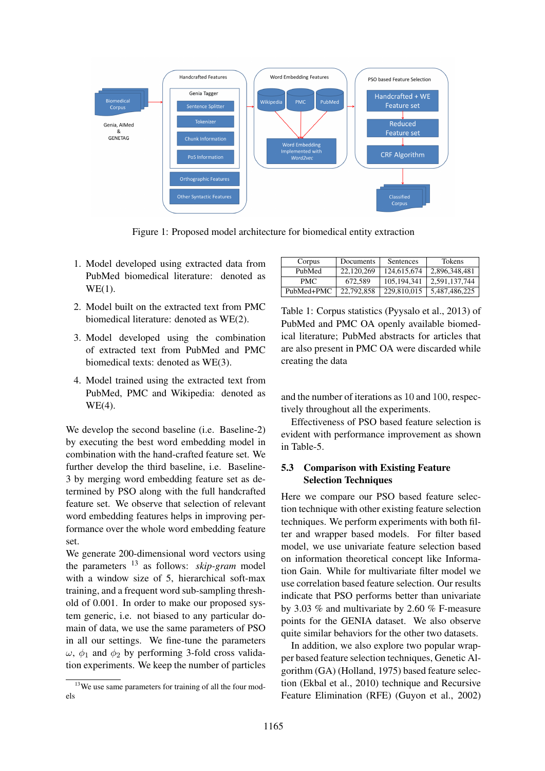Handcrafted Features

Genia Tagger

Sentence Splitter

Tokenizer

Chunk Information

PoS Information

Orthographic Features

Other Syntactic Features

Biomedical Corpus

Genia, AIMed & GENETAG

Word Embedding Features

Wikipedia

PMC

PubMed

Word Embedding Implemented with Word2vec

PSO based Feature Selection

Handcrafted + WE Feature set

Reduced Feature set

CRF Algorithm

Classified Corpus

Figure 1: Proposed model architecture for biomedical entity extraction

1. Model developed using extracted data from PubMed biomedical literature: denoted as WE(1).
2. Model built on the extracted text from PMC biomedical literature: denoted as WE(2).
3. Model developed using the combination of extracted text from PubMed and PMC biomedical texts: denoted as WE(3).
4. Model trained using the extracted text from PubMed, PMC and Wikipedia: denoted as WE(4).

We develop the second baseline (i.e. Baseline-2) by executing the best word embedding model in combination with the hand-crafted feature set. We further develop the third baseline, i.e. Baseline-3 by merging word embedding feature set as determined by PSO along with the full handcrafted feature set. We observe that selection of relevant word embedding features helps in improving performance over the whole word embedding feature set.

We generate 200-dimensional word vectors using the parameters [13] as follows: *skip-gram* model with a window size of 5, hierarchical soft-max training, and a frequent word sub-sampling threshold of 0.001. In order to make our proposed system generic, i.e. not biased to any particular domain of data, we use the same parameters of PSO in all our settings. We fine-tune the parameters $\omega$, $\phi_1$ and $\phi_2$ by performing 3-fold cross validation experiments. We keep the number of particles and the number of iterations as 10 and 100, respectively throughout all the experiments.

Effectiveness of PSO based feature selection is evident with performance improvement as shown in Table-5.

| Corpus | Documents | Sentences | Tokens |
|---|---|---|---|
| PubMed | 22,120,269 | 124,615,674 | 2,896,348,481 |
| PMC | 672,589 | 105,194,341 | 2,591,137,744 |
| PubMed+PMC | 22,792,858 | 229,810,015 | 5,487,486,225 |

Table 1: Corpus statistics (Pyysalo et al., 2013) of PubMed and PMC OA openly available biomedical literature; PubMed abstracts for articles that are also present in PMC OA were discarded while creating the data

### 5.3 Comparison with Existing Feature Selection Techniques

Here we compare our PSO based feature selection technique with other existing feature selection techniques. We perform experiments with both filter and wrapper based models. For filter based model, we use univariate feature selection based on information theoretical concept like Information Gain. While for multivariate filter model we use correlation based feature selection. Our results indicate that PSO performs better than univariate by 3.03 % and multivariate by 2.60 % F-measure points for the GENIA dataset. We also observe quite similar behaviors for the other two datasets.

In addition, we also explore two popular wrapper based feature selection techniques, Genetic Algorithm (GA) (Holland, 1975) based feature selection (Ekbal et al., 2010) technique and Recursive Feature Elimination (RFE) (Guyon et al., 2002)

[13] We use same parameters for training of all the four models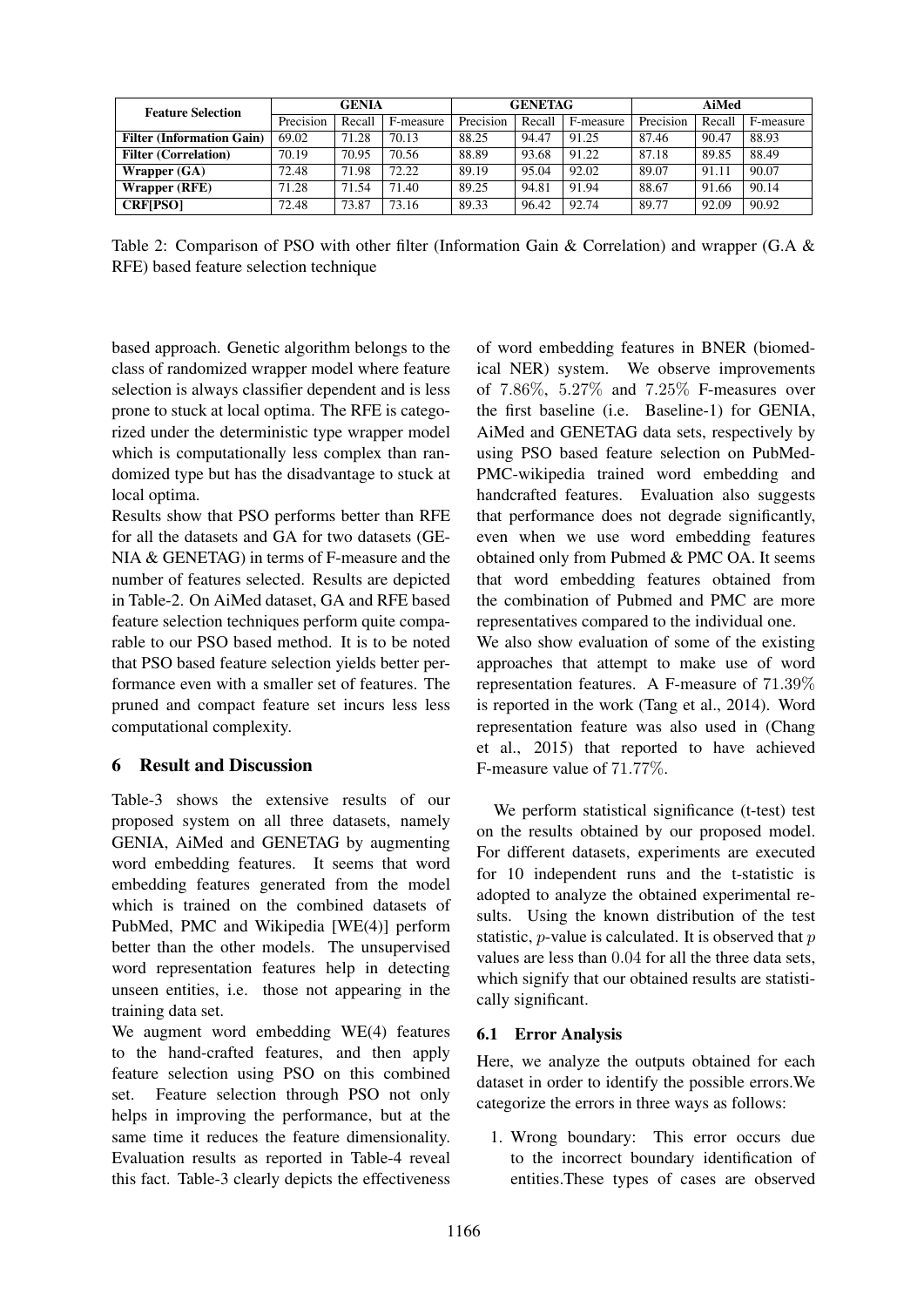| Feature Selection | GENIA | | | GENETAG | | | AiMed | | |
|---|---|---|---|---|---|---|---|---|---|
| | Precision | Recall | F-measure | Precision | Recall | F-measure | Precision | Recall | F-measure |
| **Filter (Information Gain)** | 69.02 | 71.28 | 70.13 | 88.25 | 94.47 | 91.25 | 87.46 | 90.47 | 88.93 |
| **Filter (Correlation)** | 70.19 | 70.95 | 70.56 | 88.89 | 93.68 | 91.22 | 87.18 | 89.85 | 88.49 |
| **Wrapper (GA)** | 72.48 | 71.98 | 72.22 | 89.19 | 95.04 | 92.02 | 89.07 | 91.11 | 90.07 |
| **Wrapper (RFE)** | 71.28 | 71.54 | 71.40 | 89.25 | 94.81 | 91.94 | 88.67 | 91.66 | 90.14 |
| **CRF[PSO]** | 72.48 | 73.87 | 73.16 | 89.33 | 96.42 | 92.74 | 89.77 | 92.09 | 90.92 |

Table 2: Comparison of PSO with other filter (Information Gain & Correlation) and wrapper (G.A & RFE) based feature selection technique

based approach. Genetic algorithm belongs to the class of randomized wrapper model where feature selection is always classifier dependent and is less prone to stuck at local optima. The RFE is categorized under the deterministic type wrapper model which is computationally less complex than randomized type but has the disadvantage to stuck at local optima.

Results show that PSO performs better than RFE for all the datasets and GA for two datasets (GENIA & GENETAG) in terms of F-measure and the number of features selected. Results are depicted in Table-2. On AiMed dataset, GA and RFE based feature selection techniques perform quite comparable to our PSO based method. It is to be noted that PSO based feature selection yields better performance even with a smaller set of features. The pruned and compact feature set incurs less less computational complexity.

## 6 Result and Discussion

Table-3 shows the extensive results of our proposed system on all three datasets, namely GENIA, AiMed and GENETAG by augmenting word embedding features. It seems that word embedding features generated from the model which is trained on the combined datasets of PubMed, PMC and Wikipedia [WE(4)] perform better than the other models. The unsupervised word representation features help in detecting unseen entities, i.e. those not appearing in the training data set.

We augment word embedding WE(4) features to the hand-crafted features, and then apply feature selection using PSO on this combined set. Feature selection through PSO not only helps in improving the performance, but at the same time it reduces the feature dimensionality. Evaluation results as reported in Table-4 reveal this fact. Table-3 clearly depicts the effectiveness of word embedding features in BNER (biomedical NER) system. We observe improvements of $7.86\%$, $5.27\%$ and $7.25\%$ F-measures over the first baseline (i.e. Baseline-1) for GENIA, AiMed and GENETAG data sets, respectively by using PSO based feature selection on PubMed-PMC-wikipedia trained word embedding and handcrafted features. Evaluation also suggests that performance does not degrade significantly, even when we use word embedding features obtained only from Pubmed & PMC OA. It seems that word embedding features obtained from the combination of Pubmed and PMC are more representatives compared to the individual one.

We also show evaluation of some of the existing approaches that attempt to make use of word representation features. A F-measure of $71.39\%$ is reported in the work (Tang et al., 2014). Word representation feature was also used in (Chang et al., 2015) that reported to have achieved F-measure value of $71.77\%$.

We perform statistical significance (t-test) test on the results obtained by our proposed model. For different datasets, experiments are executed for 10 independent runs and the t-statistic is adopted to analyze the obtained experimental results. Using the known distribution of the test statistic, $p$-value is calculated. It is observed that $p$ values are less than $0.04$ for all the three data sets, which signify that our obtained results are statistically significant.

### 6.1 Error Analysis

Here, we analyze the outputs obtained for each dataset in order to identify the possible errors.We categorize the errors in three ways as follows:

1. Wrong boundary: This error occurs due to the incorrect boundary identification of entities.These types of cases are observed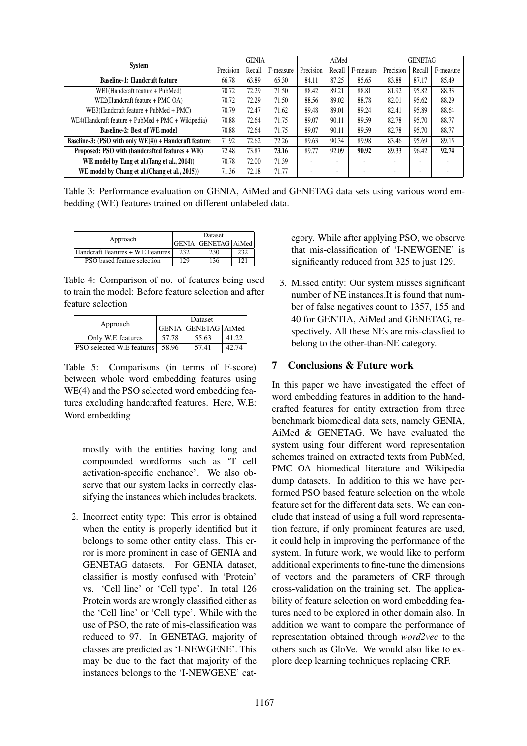| System | GENIA | | | AiMed | | | GENETAG | | |
|---|---|---|---|---|---|---|---|---|---|
| | Precision | Recall | F-measure | Precision | Recall | F-measure | Precision | Recall | F-measure |
| **Baseline-1: Handcraft feature** | 66.78 | 63.89 | 65.30 | 84.11 | 87.25 | 85.65 | 83.88 | 87.17 | 85.49 |
| WE1(Handcraft feature + PubMed) | 70.72 | 72.29 | 71.50 | 88.42 | 89.21 | 88.81 | 81.92 | 95.82 | 88.33 |
| WE2(Handcraft feature + PMC OA) | 70.72 | 72.29 | 71.50 | 88.56 | 89.02 | 88.78 | 82.01 | 95.62 | 88.29 |
| WE3(Handcraft feature + PubMed + PMC) | 70.79 | 72.47 | 71.62 | 89.48 | 89.01 | 89.24 | 82.41 | 95.89 | 88.64 |
| WE4(Handcraft feature + PubMed + PMC + Wikipedia) | 70.88 | 72.64 | 71.75 | 89.07 | 90.11 | 89.59 | 82.78 | 95.70 | 88.77 |
| **Baseline-2: Best of WE model** | 70.88 | 72.64 | 71.75 | 89.07 | 90.11 | 89.59 | 82.78 | 95.70 | 88.77 |
| **Baseline-3: (PSO with only WE(4)) + Handcraft feature** | 71.92 | 72.62 | 72.26 | 89.63 | 90.34 | 89.98 | 83.46 | 95.69 | 89.15 |
| **Proposed: PSO with (handcrafted features + WE)** | 72.48 | 73.87 | **73.16** | 89.77 | 92.09 | **90.92** | 89.33 | 96.42 | **92.74** |
| **WE model by Tang et al.(Tang et al., 2014))** | 70.78 | 72.00 | 71.39 | - | - | - | - | - | - |
| **WE model by Chang et al.(Chang et al., 2015))** | 71.36 | 72.18 | 71.77 | - | - | - | - | - | - |

Table 3: Performance evaluation on GENIA, AiMed and GENETAG data sets using various word embedding (WE) features trained on different unlabeled data.

| Approach | Dataset | | |
|---|---|---|---|
| | GENIA | GENETAG | AiMed |
| Handcraft Features + W.E Features | 232 | 230 | 232 |
| PSO based feature selection | 129 | 136 | 121 |

Table 4: Comparison of no. of features being used to train the model: Before feature selection and after feature selection

| Approach | Dataset | | |
|---|---|---|---|
| | GENIA | GENETAG | AiMed |
| Only W.E features | 57.78 | 55.63 | 41.22 |
| PSO selected W.E features | 58.96 | 57.41 | 42.74 |

Table 5: Comparisons (in terms of F-score) between whole word embedding features using WE(4) and the PSO selected word embedding features excluding handcrafted features. Here, W.E: Word embedding

mostly with the entities having long and compounded wordforms such as 'T cell activation-specific enchance'. We also observe that our system lacks in correctly classifying the instances which includes brackets.

2. Incorrect entity type: This error is obtained when the entity is properly identified but it belongs to some other entity class. This error is more prominent in case of GENIA and GENETAG datasets. For GENIA dataset, classifier is mostly confused with 'Protein' vs. 'Cell_line' or 'Cell_type'. In total 126 Protein words are wrongly classified either as the 'Cell_line' or 'Cell_type'. While with the use of PSO, the rate of mis-classification was reduced to 97. In GENETAG, majority of classes are predicted as 'I-NEWGENE'. This may be due to the fact that majority of the instances belongs to the 'I-NEWGENE' category. While after applying PSO, we observe that mis-classification of 'I-NEWGENE' is significantly reduced from 325 to just 129.

3. Missed entity: Our system misses significant number of NE instances.It is found that number of false negatives count to 1357, 155 and 40 for GENTIA, AiMed and GENETAG, respectively. All these NEs are mis-classfied to belong to the other-than-NE category.

## 7 Conclusions & Future work

In this paper we have investigated the effect of word embedding features in addition to the handcrafted features for entity extraction from three benchmark biomedical data sets, namely GENIA, AiMed & GENETAG. We have evaluated the system using four different word representation schemes trained on extracted texts from PubMed, PMC OA biomedical literature and Wikipedia dump datasets. In addition to this we have performed PSO based feature selection on the whole feature set for the different data sets. We can conclude that instead of using a full word representation feature, if only prominent features are used, it could help in improving the performance of the system. In future work, we would like to perform additional experiments to fine-tune the dimensions of vectors and the parameters of CRF through cross-validation on the training set. The applicability of feature selection on word embedding features need to be explored in other domain also. In addition we want to compare the performance of representation obtained through *word2vec* to the others such as GloVe. We would also like to explore deep learning techniques replacing CRF.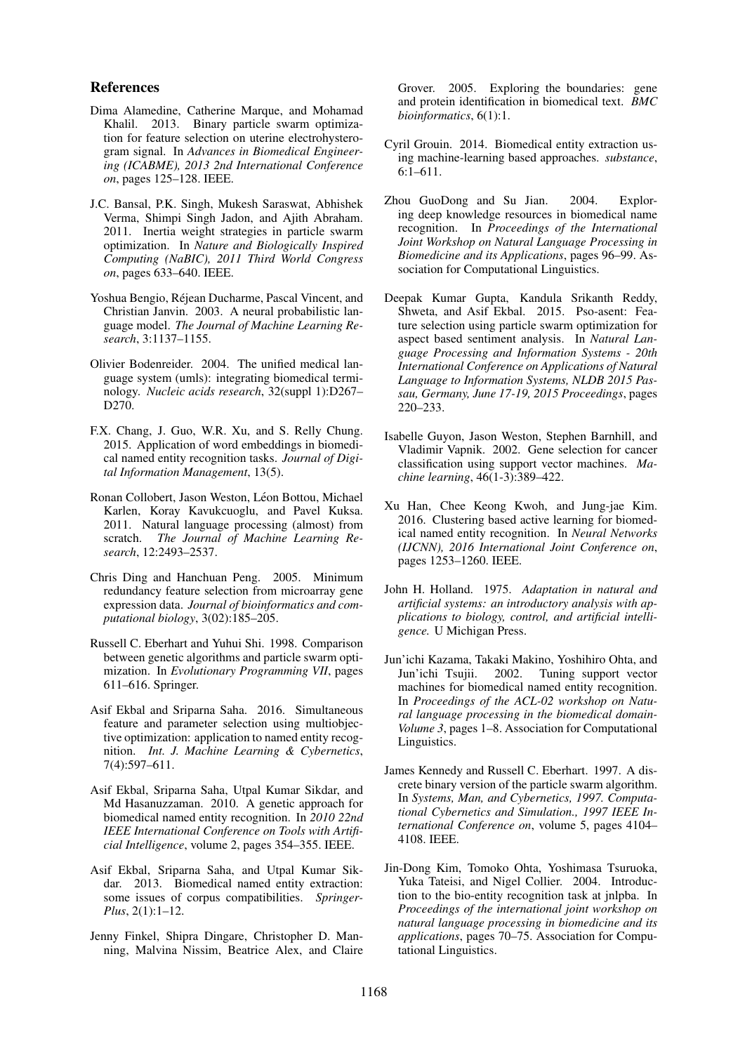## References

Dima Alamedine, Catherine Marque, and Mohamad Khalil. 2013. Binary particle swarm optimization for feature selection on uterine electrohysterogram signal. In *Advances in Biomedical Engineering (ICABME), 2013 2nd International Conference on*, pages 125–128. IEEE.

J.C. Bansal, P.K. Singh, Mukesh Saraswat, Abhishek Verma, Shimpi Singh Jadon, and Ajith Abraham. 2011. Inertia weight strategies in particle swarm optimization. In *Nature and Biologically Inspired Computing (NaBIC), 2011 Third World Congress on*, pages 633–640. IEEE.

Yoshua Bengio, Réjean Ducharme, Pascal Vincent, and Christian Janvin. 2003. A neural probabilistic language model. *The Journal of Machine Learning Research*, 3:1137–1155.

Olivier Bodenreider. 2004. The unified medical language system (umls): integrating biomedical terminology. *Nucleic acids research*, 32(suppl 1):D267–D270.

F.X. Chang, J. Guo, W.R. Xu, and S. Relly Chung. 2015. Application of word embeddings in biomedical named entity recognition tasks. *Journal of Digital Information Management*, 13(5).

Ronan Collobert, Jason Weston, Léon Bottou, Michael Karlen, Koray Kavukcuoglu, and Pavel Kuksa. 2011. Natural language processing (almost) from scratch. *The Journal of Machine Learning Research*, 12:2493–2537.

Chris Ding and Hanchuan Peng. 2005. Minimum redundancy feature selection from microarray gene expression data. *Journal of bioinformatics and computational biology*, 3(02):185–205.

Russell C. Eberhart and Yuhui Shi. 1998. Comparison between genetic algorithms and particle swarm optimization. In *Evolutionary Programming VII*, pages 611–616. Springer.

Asif Ekbal and Sriparna Saha. 2016. Simultaneous feature and parameter selection using multiobjective optimization: application to named entity recognition. *Int. J. Machine Learning & Cybernetics*, 7(4):597–611.

Asif Ekbal, Sriparna Saha, Utpal Kumar Sikdar, and Md Hasanuzzaman. 2010. A genetic approach for biomedical named entity recognition. In *2010 22nd IEEE International Conference on Tools with Artificial Intelligence*, volume 2, pages 354–355. IEEE.

Asif Ekbal, Sriparna Saha, and Utpal Kumar Sikdar. 2013. Biomedical named entity extraction: some issues of corpus compatibilities. *SpringerPlus*, 2(1):1–12.

Jenny Finkel, Shipra Dingare, Christopher D. Manning, Malvina Nissim, Beatrice Alex, and Claire Grover. 2005. Exploring the boundaries: gene and protein identification in biomedical text. *BMC bioinformatics*, 6(1):1.

Cyril Grouin. 2014. Biomedical entity extraction using machine-learning based approaches. *substance*, 6:1–611.

Zhou GuoDong and Su Jian. 2004. Exploring deep knowledge resources in biomedical name recognition. In *Proceedings of the International Joint Workshop on Natural Language Processing in Biomedicine and its Applications*, pages 96–99. Association for Computational Linguistics.

Deepak Kumar Gupta, Kandula Srikanth Reddy, Shweta, and Asif Ekbal. 2015. Pso-asent: Feature selection using particle swarm optimization for aspect based sentiment analysis. In *Natural Language Processing and Information Systems - 20th International Conference on Applications of Natural Language to Information Systems, NLDB 2015 Passau, Germany, June 17-19, 2015 Proceedings*, pages 220–233.

Isabelle Guyon, Jason Weston, Stephen Barnhill, and Vladimir Vapnik. 2002. Gene selection for cancer classification using support vector machines. *Machine learning*, 46(1-3):389–422.

Xu Han, Chee Keong Kwoh, and Jung-jae Kim. 2016. Clustering based active learning for biomedical named entity recognition. In *Neural Networks (IJCNN), 2016 International Joint Conference on*, pages 1253–1260. IEEE.

John H. Holland. 1975. *Adaptation in natural and artificial systems: an introductory analysis with applications to biology, control, and artificial intelligence.* U Michigan Press.

Jun'ichi Kazama, Takaki Makino, Yoshihiro Ohta, and Jun'ichi Tsujii. 2002. Tuning support vector machines for biomedical named entity recognition. In *Proceedings of the ACL-02 workshop on Natural language processing in the biomedical domain-Volume 3*, pages 1–8. Association for Computational Linguistics.

James Kennedy and Russell C. Eberhart. 1997. A discrete binary version of the particle swarm algorithm. In *Systems, Man, and Cybernetics, 1997. Computational Cybernetics and Simulation., 1997 IEEE International Conference on*, volume 5, pages 4104–4108. IEEE.

Jin-Dong Kim, Tomoko Ohta, Yoshimasa Tsuruoka, Yuka Tateisi, and Nigel Collier. 2004. Introduction to the bio-entity recognition task at jnlpba. In *Proceedings of the international joint workshop on natural language processing in biomedicine and its applications*, pages 70–75. Association for Computational Linguistics.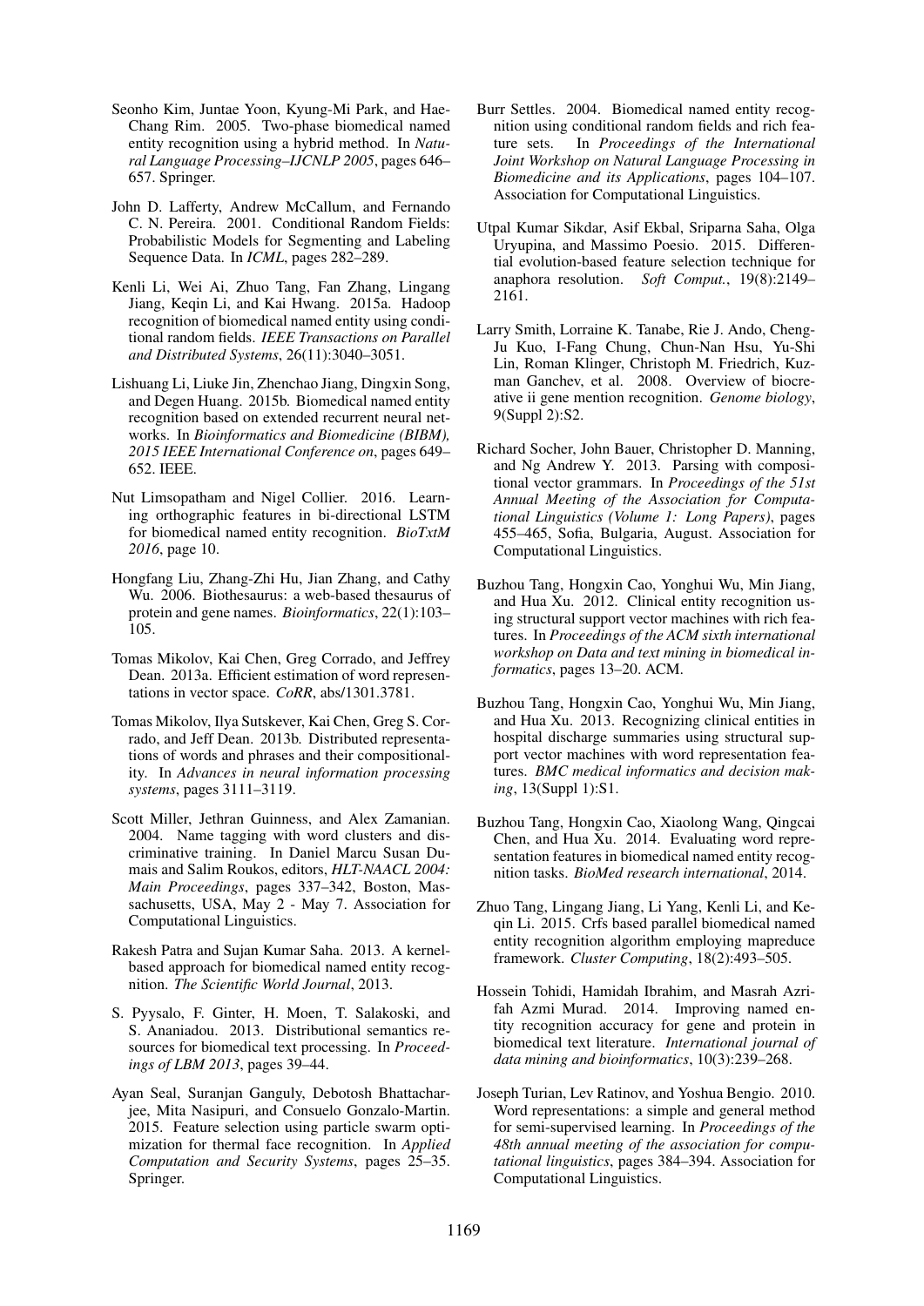Seonho Kim, Juntae Yoon, Kyung-Mi Park, and Hae-Chang Rim. 2005. Two-phase biomedical named entity recognition using a hybrid method. In *Natural Language Processing–IJCNLP 2005*, pages 646–657. Springer.

John D. Lafferty, Andrew McCallum, and Fernando C. N. Pereira. 2001. Conditional Random Fields: Probabilistic Models for Segmenting and Labeling Sequence Data. In *ICML*, pages 282–289.

Kenli Li, Wei Ai, Zhuo Tang, Fan Zhang, Lingang Jiang, Keqin Li, and Kai Hwang. 2015a. Hadoop recognition of biomedical named entity using conditional random fields. *IEEE Transactions on Parallel and Distributed Systems*, 26(11):3040–3051.

Lishuang Li, Liuke Jin, Zhenchao Jiang, Dingxin Song, and Degen Huang. 2015b. Biomedical named entity recognition based on extended recurrent neural networks. In *Bioinformatics and Biomedicine (BIBM), 2015 IEEE International Conference on*, pages 649–652. IEEE.

Nut Limsopatham and Nigel Collier. 2016. Learning orthographic features in bi-directional LSTM for biomedical named entity recognition. *BioTxtM 2016*, page 10.

Hongfang Liu, Zhang-Zhi Hu, Jian Zhang, and Cathy Wu. 2006. Biothesaurus: a web-based thesaurus of protein and gene names. *Bioinformatics*, 22(1):103–105.

Tomas Mikolov, Kai Chen, Greg Corrado, and Jeffrey Dean. 2013a. Efficient estimation of word representations in vector space. *CoRR*, abs/1301.3781.

Tomas Mikolov, Ilya Sutskever, Kai Chen, Greg S. Corrado, and Jeff Dean. 2013b. Distributed representations of words and phrases and their compositionality. In *Advances in neural information processing systems*, pages 3111–3119.

Scott Miller, Jethran Guinness, and Alex Zamanian. 2004. Name tagging with word clusters and discriminative training. In Daniel Marcu Susan Dumais and Salim Roukos, editors, *HLT-NAACL 2004: Main Proceedings*, pages 337–342, Boston, Massachusetts, USA, May 2 - May 7. Association for Computational Linguistics.

Rakesh Patra and Sujan Kumar Saha. 2013. A kernel-based approach for biomedical named entity recognition. *The Scientific World Journal*, 2013.

S. Pyysalo, F. Ginter, H. Moen, T. Salakoski, and S. Ananiadou. 2013. Distributional semantics resources for biomedical text processing. In *Proceedings of LBM 2013*, pages 39–44.

Ayan Seal, Suranjan Ganguly, Debotosh Bhattacharjee, Mita Nasipuri, and Consuelo Gonzalo-Martin. 2015. Feature selection using particle swarm optimization for thermal face recognition. In *Applied Computation and Security Systems*, pages 25–35. Springer.

Burr Settles. 2004. Biomedical named entity recognition using conditional random fields and rich feature sets. In *Proceedings of the International Joint Workshop on Natural Language Processing in Biomedicine and its Applications*, pages 104–107. Association for Computational Linguistics.

Utpal Kumar Sikdar, Asif Ekbal, Sriparna Saha, Olga Uryupina, and Massimo Poesio. 2015. Differential evolution-based feature selection technique for anaphora resolution. *Soft Comput.*, 19(8):2149–2161.

Larry Smith, Lorraine K. Tanabe, Rie J. Ando, Cheng-Ju Kuo, I-Fang Chung, Chun-Nan Hsu, Yu-Shi Lin, Roman Klinger, Christoph M. Friedrich, Kuzman Ganchev, et al. 2008. Overview of biocreative ii gene mention recognition. *Genome biology*, 9(Suppl 2):S2.

Richard Socher, John Bauer, Christopher D. Manning, and Ng Andrew Y. 2013. Parsing with compositional vector grammars. In *Proceedings of the 51st Annual Meeting of the Association for Computational Linguistics (Volume 1: Long Papers)*, pages 455–465, Sofia, Bulgaria, August. Association for Computational Linguistics.

Buzhou Tang, Hongxin Cao, Yonghui Wu, Min Jiang, and Hua Xu. 2012. Clinical entity recognition using structural support vector machines with rich features. In *Proceedings of the ACM sixth international workshop on Data and text mining in biomedical informatics*, pages 13–20. ACM.

Buzhou Tang, Hongxin Cao, Yonghui Wu, Min Jiang, and Hua Xu. 2013. Recognizing clinical entities in hospital discharge summaries using structural support vector machines with word representation features. *BMC medical informatics and decision making*, 13(Suppl 1):S1.

Buzhou Tang, Hongxin Cao, Xiaolong Wang, Qingcai Chen, and Hua Xu. 2014. Evaluating word representation features in biomedical named entity recognition tasks. *BioMed research international*, 2014.

Zhuo Tang, Lingang Jiang, Li Yang, Kenli Li, and Keqin Li. 2015. Crfs based parallel biomedical named entity recognition algorithm employing mapreduce framework. *Cluster Computing*, 18(2):493–505.

Hossein Tohidi, Hamidah Ibrahim, and Masrah Azrifah Azmi Murad. 2014. Improving named entity recognition accuracy for gene and protein in biomedical text literature. *International journal of data mining and bioinformatics*, 10(3):239–268.

Joseph Turian, Lev Ratinov, and Yoshua Bengio. 2010. Word representations: a simple and general method for semi-supervised learning. In *Proceedings of the 48th annual meeting of the association for computational linguistics*, pages 384–394. Association for Computational Linguistics.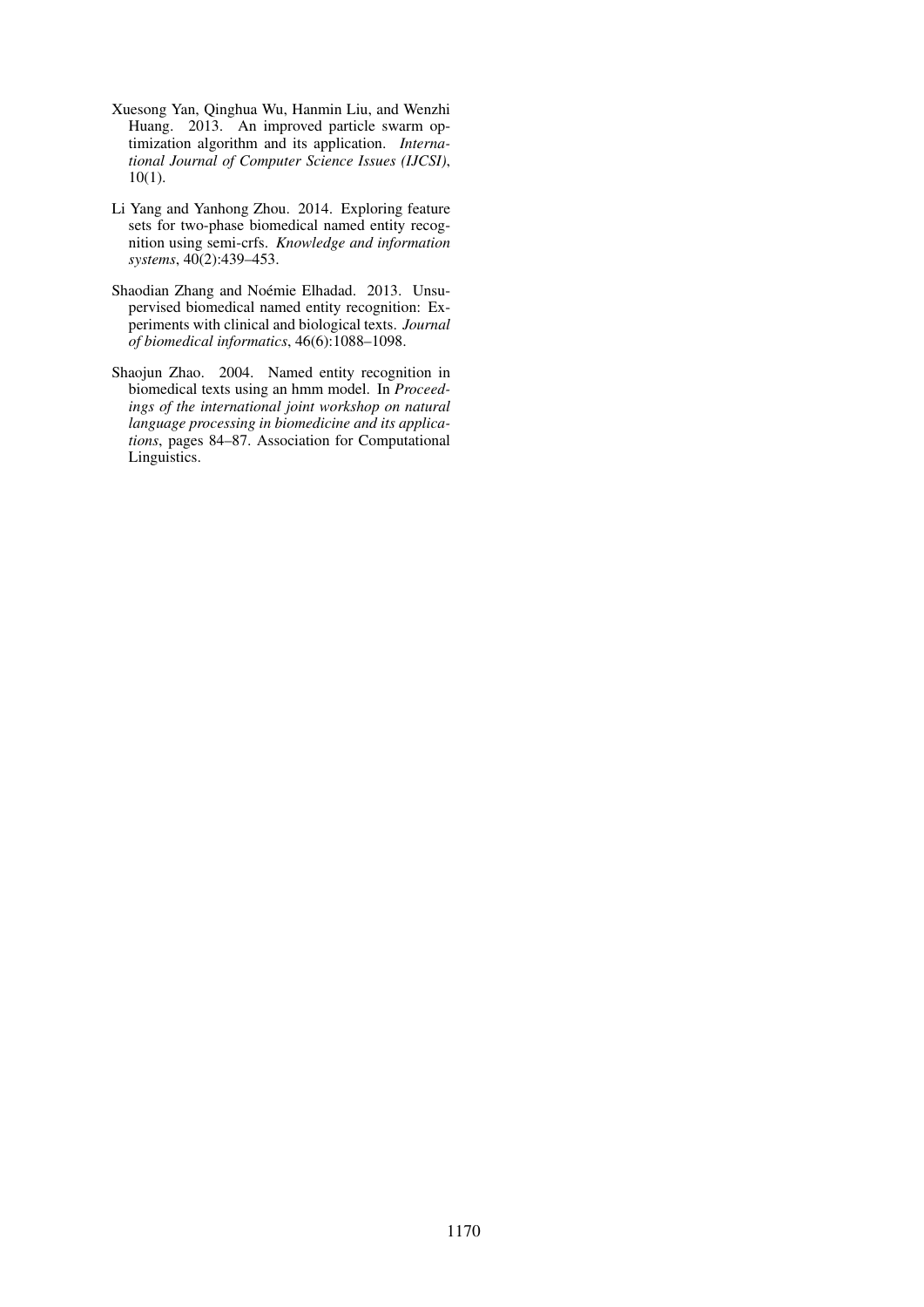Xuesong Yan, Qinghua Wu, Hanmin Liu, and Wenzhi Huang. 2013. An improved particle swarm optimization algorithm and its application. *International Journal of Computer Science Issues (IJCSI)*, 10(1).

Li Yang and Yanhong Zhou. 2014. Exploring feature sets for two-phase biomedical named entity recognition using semi-crfs. *Knowledge and information systems*, 40(2):439–453.

Shaodian Zhang and Noémie Elhadad. 2013. Unsupervised biomedical named entity recognition: Experiments with clinical and biological texts. *Journal of biomedical informatics*, 46(6):1088–1098.

Shaojun Zhao. 2004. Named entity recognition in biomedical texts using an hmm model. In *Proceedings of the international joint workshop on natural language processing in biomedicine and its applications*, pages 84–87. Association for Computational Linguistics.